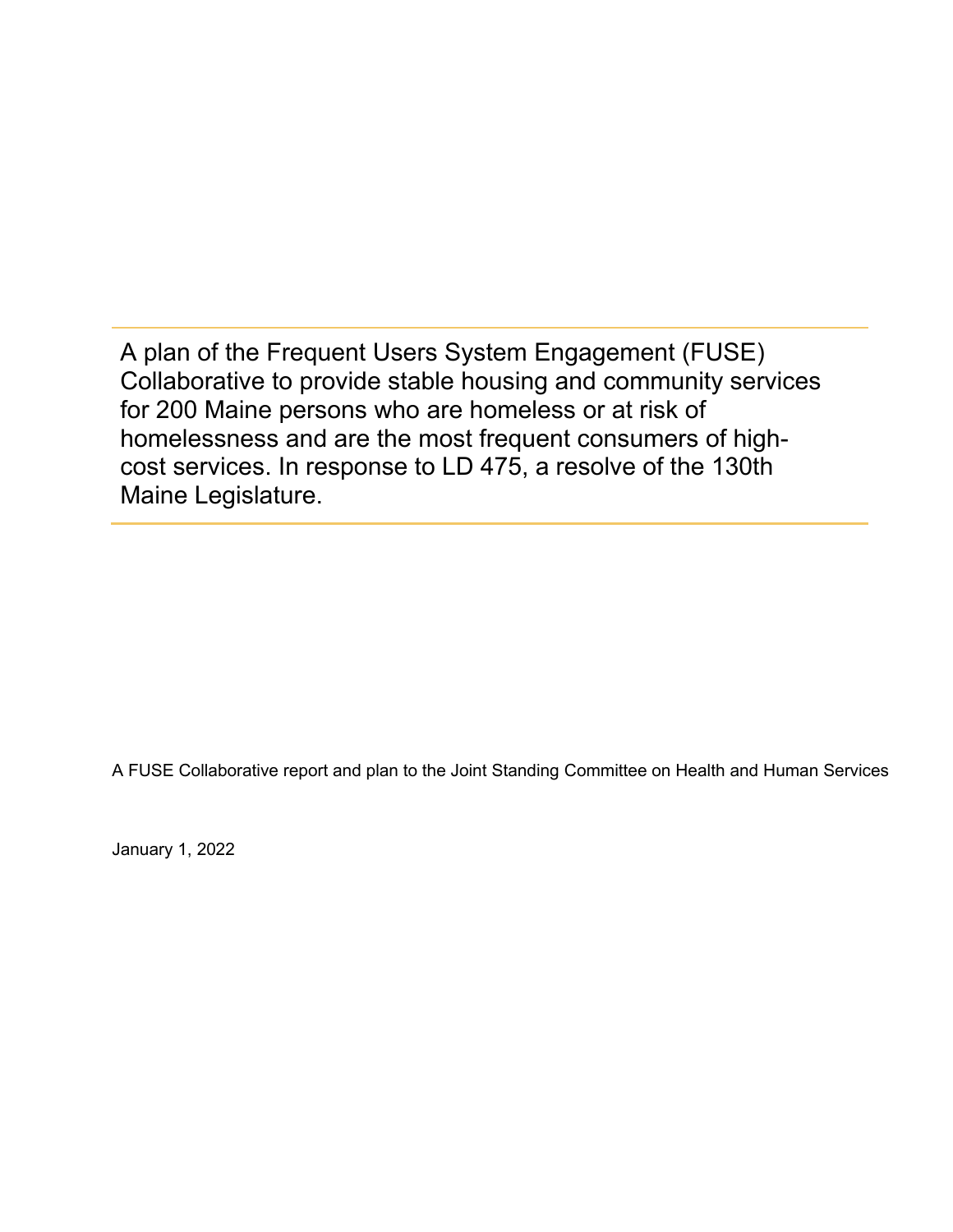A plan of the Frequent Users System Engagement (FUSE) Collaborative to provide stable housing and community services for 200 Maine persons who are homeless or at risk of homelessness and are the most frequent consumers of high-cost services. In response to LD 475, a resolve of the 130th Maine Legislature.

A FUSE Collaborative report and plan to the Joint Standing Committee on Health and Human Services

January 1, 2022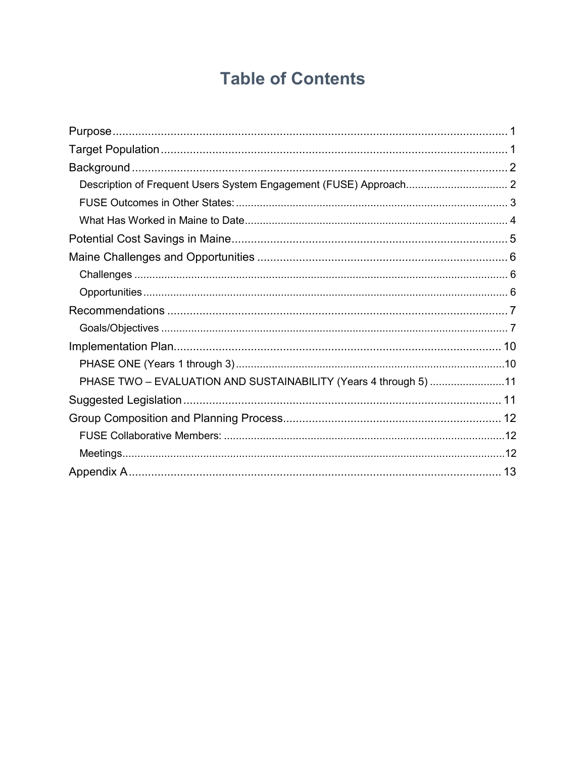# Table of Contents

- Purpose ........ 1
- Target Population ........ 1
- Background ........ 2
  - Description of Frequent Users System Engagement (FUSE) Approach ........ 2
  - FUSE Outcomes in Other States: ........ 3
  - What Has Worked in Maine to Date ........ 4
- Potential Cost Savings in Maine ........ 5
- Maine Challenges and Opportunities ........ 6
  - Challenges ........ 6
  - Opportunities ........ 6
- Recommendations ........ 7
  - Goals/Objectives ........ 7
- Implementation Plan ........ 10
  - PHASE ONE (Years 1 through 3) ........ 10
  - PHASE TWO – EVALUATION AND SUSTAINABILITY (Years 4 through 5) ........ 11
- Suggested Legislation ........ 11
- Group Composition and Planning Process ........ 12
  - FUSE Collaborative Members: ........ 12
  - Meetings ........ 12
- Appendix A ........ 13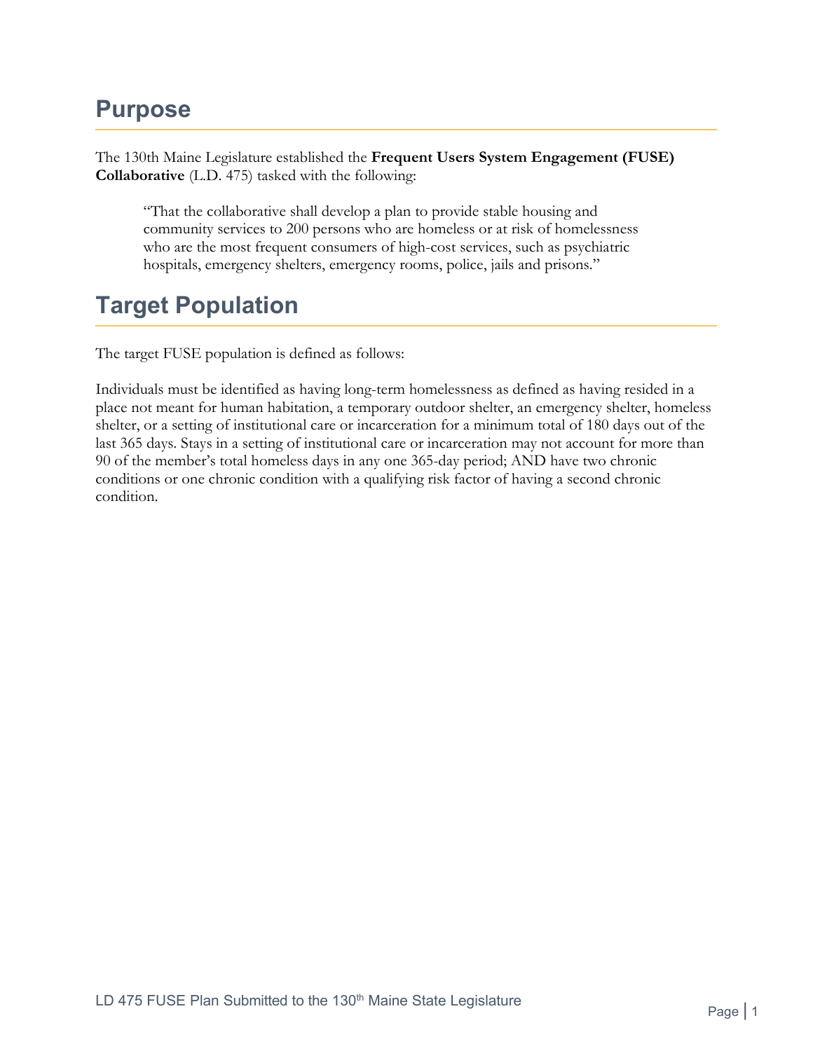## Purpose

The 130th Maine Legislature established the **Frequent Users System Engagement (FUSE) Collaborative** (L.D. 475) tasked with the following:

> "That the collaborative shall develop a plan to provide stable housing and community services to 200 persons who are homeless or at risk of homelessness who are the most frequent consumers of high-cost services, such as psychiatric hospitals, emergency shelters, emergency rooms, police, jails and prisons."

## Target Population

The target FUSE population is defined as follows:

Individuals must be identified as having long-term homelessness as defined as having resided in a place not meant for human habitation, a temporary outdoor shelter, an emergency shelter, homeless shelter, or a setting of institutional care or incarceration for a minimum total of 180 days out of the last 365 days. Stays in a setting of institutional care or incarceration may not account for more than 90 of the member's total homeless days in any one 365-day period; AND have two chronic conditions or one chronic condition with a qualifying risk factor of having a second chronic condition.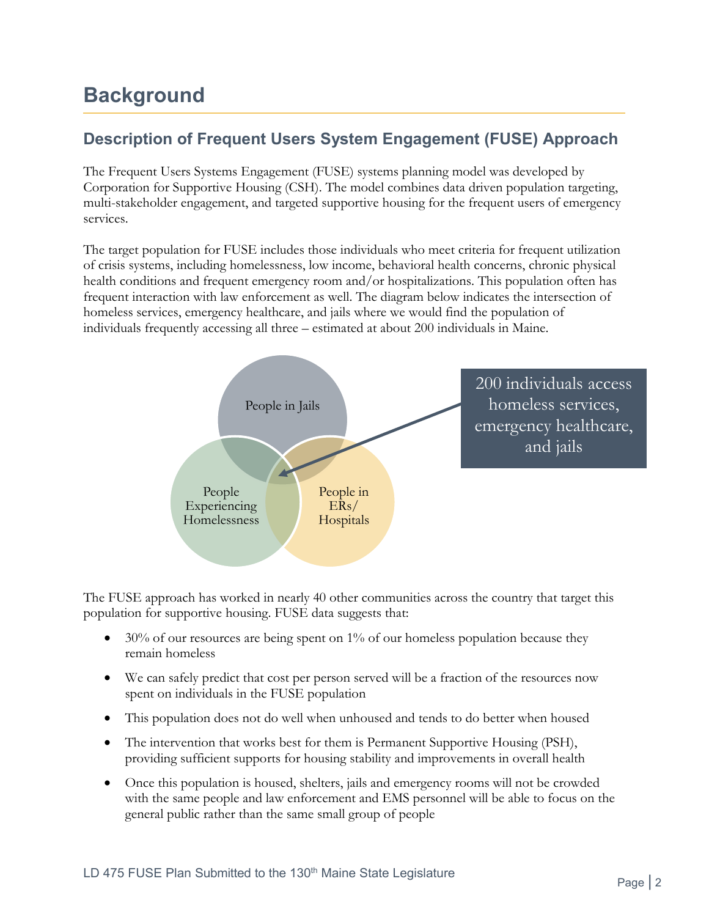# Background

## Description of Frequent Users System Engagement (FUSE) Approach

The Frequent Users Systems Engagement (FUSE) systems planning model was developed by Corporation for Supportive Housing (CSH). The model combines data driven population targeting, multi-stakeholder engagement, and targeted supportive housing for the frequent users of emergency services.

The target population for FUSE includes those individuals who meet criteria for frequent utilization of crisis systems, including homelessness, low income, behavioral health concerns, chronic physical health conditions and frequent emergency room and/or hospitalizations. This population often has frequent interaction with law enforcement as well. The diagram below indicates the intersection of homeless services, emergency healthcare, and jails where we would find the population of individuals frequently accessing all three – estimated at about 200 individuals in Maine.

People in Jails

People Experiencing Homelessness

People in ERs/ Hospitals

200 individuals access homeless services, emergency healthcare, and jails

The FUSE approach has worked in nearly 40 other communities across the country that target this population for supportive housing. FUSE data suggests that:

- 30% of our resources are being spent on 1% of our homeless population because they remain homeless
- We can safely predict that cost per person served will be a fraction of the resources now spent on individuals in the FUSE population
- This population does not do well when unhoused and tends to do better when housed
- The intervention that works best for them is Permanent Supportive Housing (PSH), providing sufficient supports for housing stability and improvements in overall health
- Once this population is housed, shelters, jails and emergency rooms will not be crowded with the same people and law enforcement and EMS personnel will be able to focus on the general public rather than the same small group of people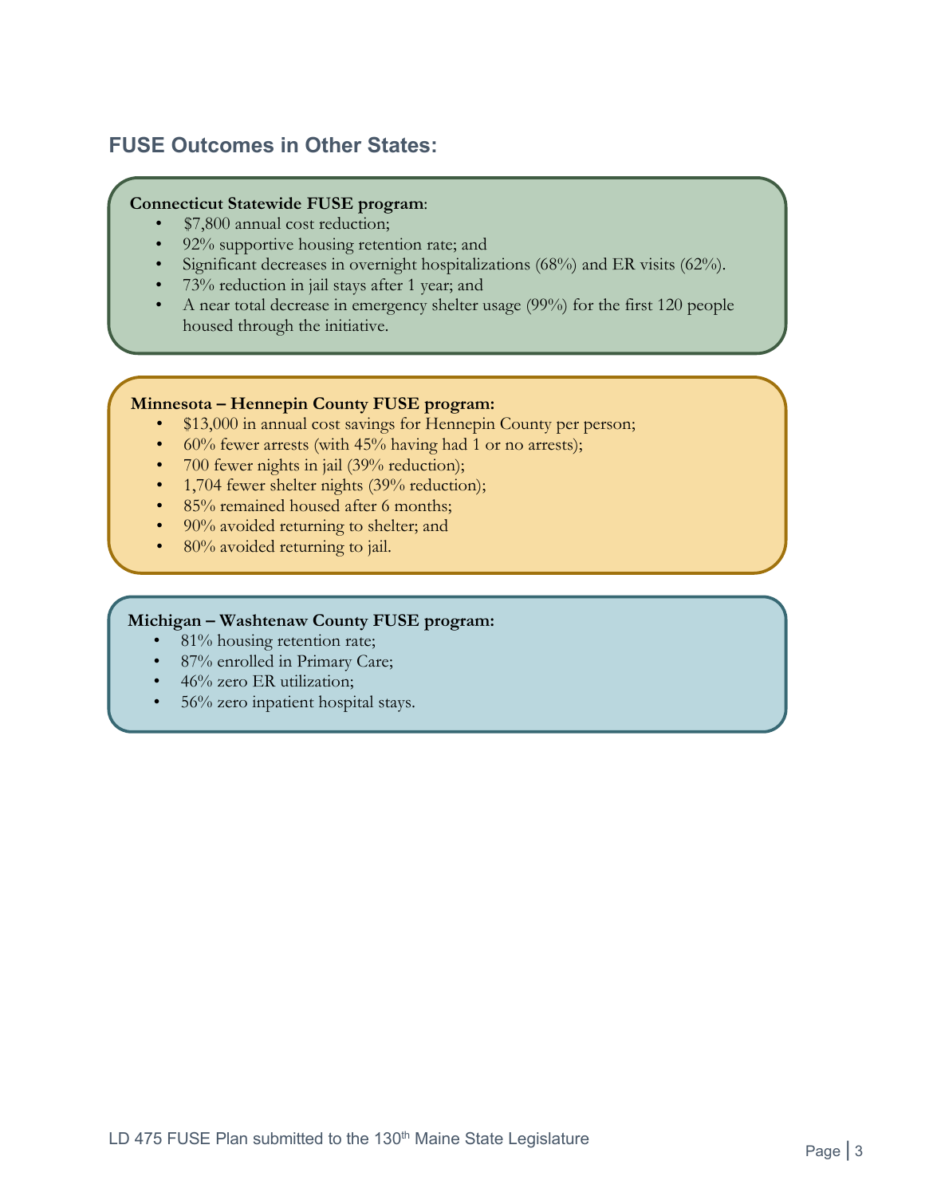## FUSE Outcomes in Other States:

**Connecticut Statewide FUSE program**:

- $7,800 annual cost reduction;
- 92% supportive housing retention rate; and
- Significant decreases in overnight hospitalizations (68%) and ER visits (62%).
- 73% reduction in jail stays after 1 year; and
- A near total decrease in emergency shelter usage (99%) for the first 120 people housed through the initiative.

**Minnesota – Hennepin County FUSE program:**

- $13,000 in annual cost savings for Hennepin County per person;
- 60% fewer arrests (with 45% having had 1 or no arrests);
- 700 fewer nights in jail (39% reduction);
- 1,704 fewer shelter nights (39% reduction);
- 85% remained housed after 6 months;
- 90% avoided returning to shelter; and
- 80% avoided returning to jail.

**Michigan – Washtenaw County FUSE program:**

- 81% housing retention rate;
- 87% enrolled in Primary Care;
- 46% zero ER utilization;
- 56% zero inpatient hospital stays.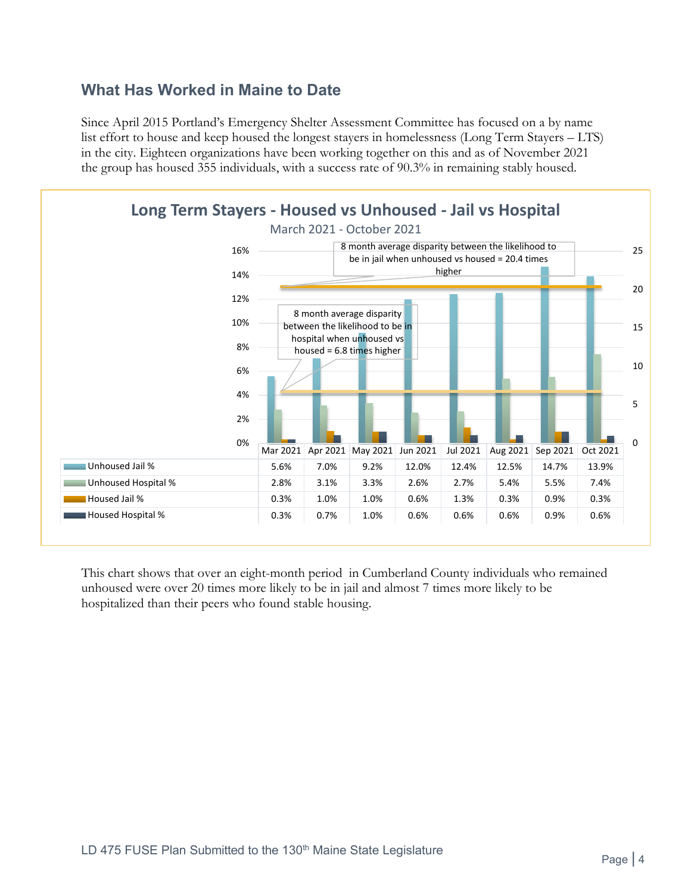## What Has Worked in Maine to Date

Since April 2015 Portland's Emergency Shelter Assessment Committee has focused on a by name list effort to house and keep housed the longest stayers in homelessness (Long Term Stayers – LTS) in the city. Eighteen organizations have been working together on this and as of November 2021 the group has housed 355 individuals, with a success rate of 90.3% in remaining stably housed.

**Long Term Stayers - Housed vs Unhoused - Jail vs Hospital**

March 2021 - October 2021

8 month average disparity between the likelihood to be in jail when unhoused vs housed = 20.4 times higher

8 month average disparity between the likelihood to be in hospital when unhoused vs housed = 6.8 times higher

| | Mar 2021 | Apr 2021 | May 2021 | Jun 2021 | Jul 2021 | Aug 2021 | Sep 2021 | Oct 2021 |
|---|---|---|---|---|---|---|---|---|
| Unhoused Jail % | 5.6% | 7.0% | 9.2% | 12.0% | 12.4% | 12.5% | 14.7% | 13.9% |
| Unhoused Hospital % | 2.8% | 3.1% | 3.3% | 2.6% | 2.7% | 5.4% | 5.5% | 7.4% |
| Housed Jail % | 0.3% | 1.0% | 1.0% | 0.6% | 1.3% | 0.3% | 0.9% | 0.3% |
| Housed Hospital % | 0.3% | 0.7% | 1.0% | 0.6% | 0.6% | 0.6% | 0.9% | 0.6% |

This chart shows that over an eight-month period in Cumberland County individuals who remained unhoused were over 20 times more likely to be in jail and almost 7 times more likely to be hospitalized than their peers who found stable housing.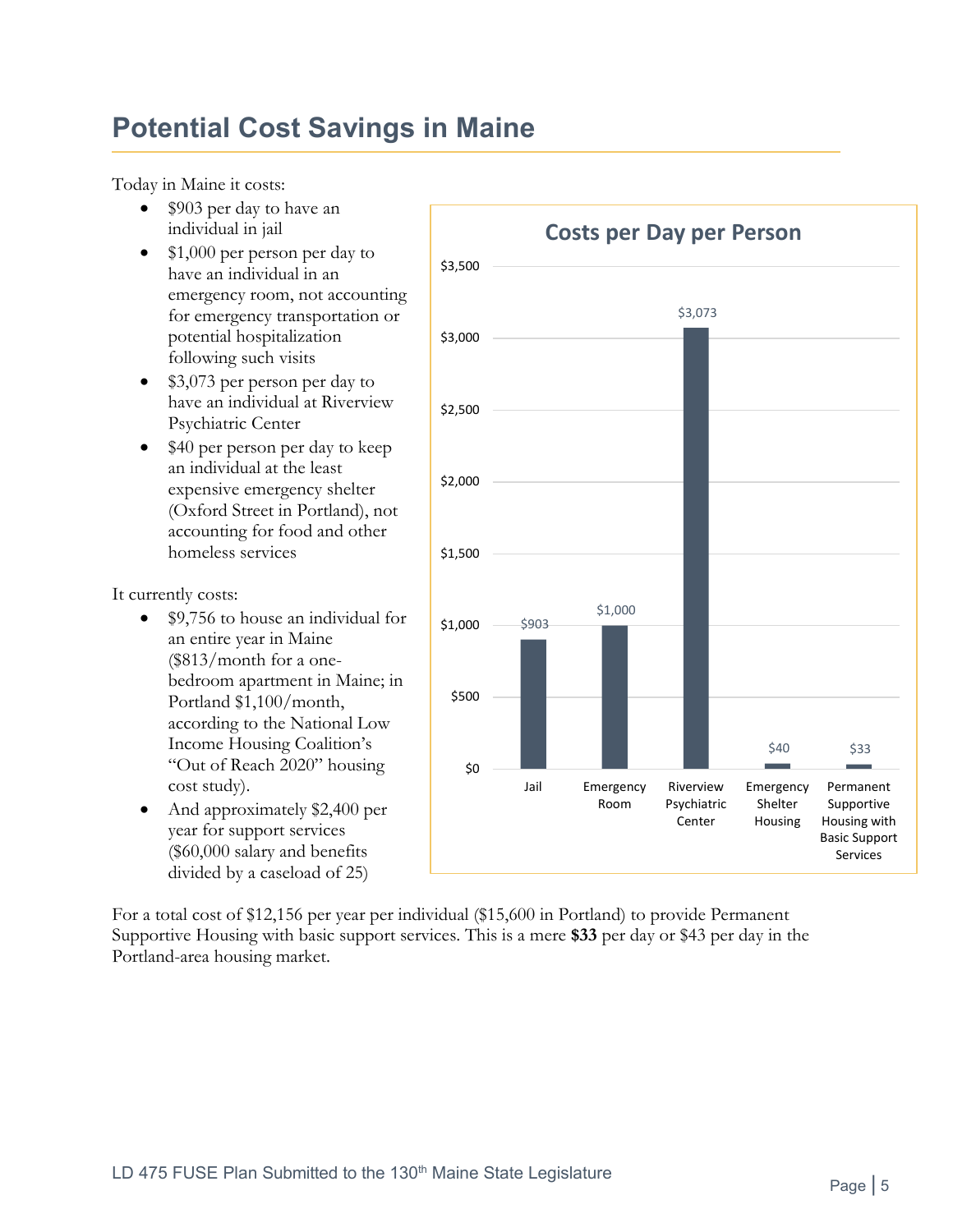# Potential Cost Savings in Maine

Today in Maine it costs:

- $903 per day to have an individual in jail
- $1,000 per person per day to have an individual in an emergency room, not accounting for emergency transportation or potential hospitalization following such visits
- $3,073 per person per day to have an individual at Riverview Psychiatric Center
- $40 per person per day to keep an individual at the least expensive emergency shelter (Oxford Street in Portland), not accounting for food and other homeless services

It currently costs:

- $9,756 to house an individual for an entire year in Maine ($813/month for a one-bedroom apartment in Maine; in Portland $1,100/month, according to the National Low Income Housing Coalition's "Out of Reach 2020" housing cost study).
- And approximately $2,400 per year for support services ($60,000 salary and benefits divided by a caseload of 25)

**Costs per Day per Person**

| Category | Cost per Day |
|---|---|
| Jail | $903 |
| Emergency Room | $1,000 |
| Riverview Psychiatric Center | $3,073 |
| Emergency Shelter Housing | $40 |
| Permanent Supportive Housing with Basic Support Services | $33 |

For a total cost of $12,156 per year per individual ($15,600 in Portland) to provide Permanent Supportive Housing with basic support services. This is a mere **$33** per day or $43 per day in the Portland-area housing market.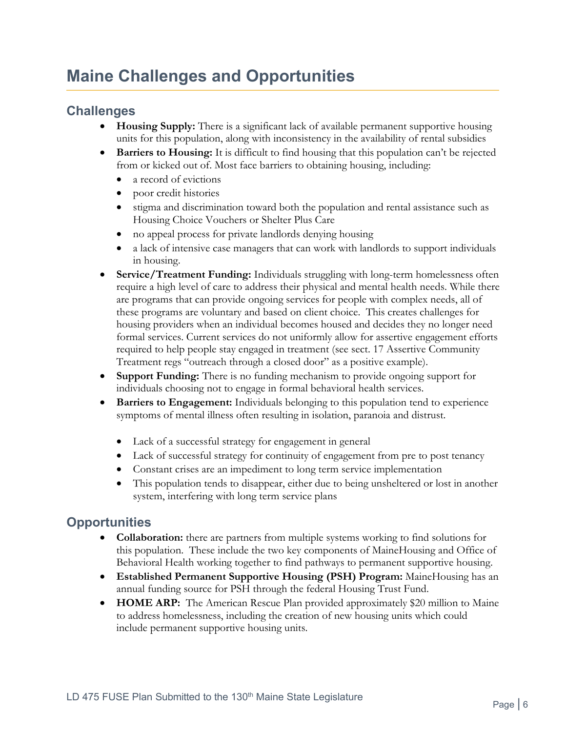# Maine Challenges and Opportunities

## Challenges

- **Housing Supply:** There is a significant lack of available permanent supportive housing units for this population, along with inconsistency in the availability of rental subsidies
- **Barriers to Housing:** It is difficult to find housing that this population can't be rejected from or kicked out of. Most face barriers to obtaining housing, including:
  - a record of evictions
  - poor credit histories
  - stigma and discrimination toward both the population and rental assistance such as Housing Choice Vouchers or Shelter Plus Care
  - no appeal process for private landlords denying housing
  - a lack of intensive case managers that can work with landlords to support individuals in housing.
- **Service/Treatment Funding:** Individuals struggling with long-term homelessness often require a high level of care to address their physical and mental health needs. While there are programs that can provide ongoing services for people with complex needs, all of these programs are voluntary and based on client choice. This creates challenges for housing providers when an individual becomes housed and decides they no longer need formal services. Current services do not uniformly allow for assertive engagement efforts required to help people stay engaged in treatment (see sect. 17 Assertive Community Treatment regs "outreach through a closed door" as a positive example).
- **Support Funding:** There is no funding mechanism to provide ongoing support for individuals choosing not to engage in formal behavioral health services.
- **Barriers to Engagement:** Individuals belonging to this population tend to experience symptoms of mental illness often resulting in isolation, paranoia and distrust.
  - Lack of a successful strategy for engagement in general
  - Lack of successful strategy for continuity of engagement from pre to post tenancy
  - Constant crises are an impediment to long term service implementation
  - This population tends to disappear, either due to being unsheltered or lost in another system, interfering with long term service plans

## Opportunities

- **Collaboration:** there are partners from multiple systems working to find solutions for this population. These include the two key components of MaineHousing and Office of Behavioral Health working together to find pathways to permanent supportive housing.
- **Established Permanent Supportive Housing (PSH) Program:** MaineHousing has an annual funding source for PSH through the federal Housing Trust Fund.
- **HOME ARP:** The American Rescue Plan provided approximately $20 million to Maine to address homelessness, including the creation of new housing units which could include permanent supportive housing units.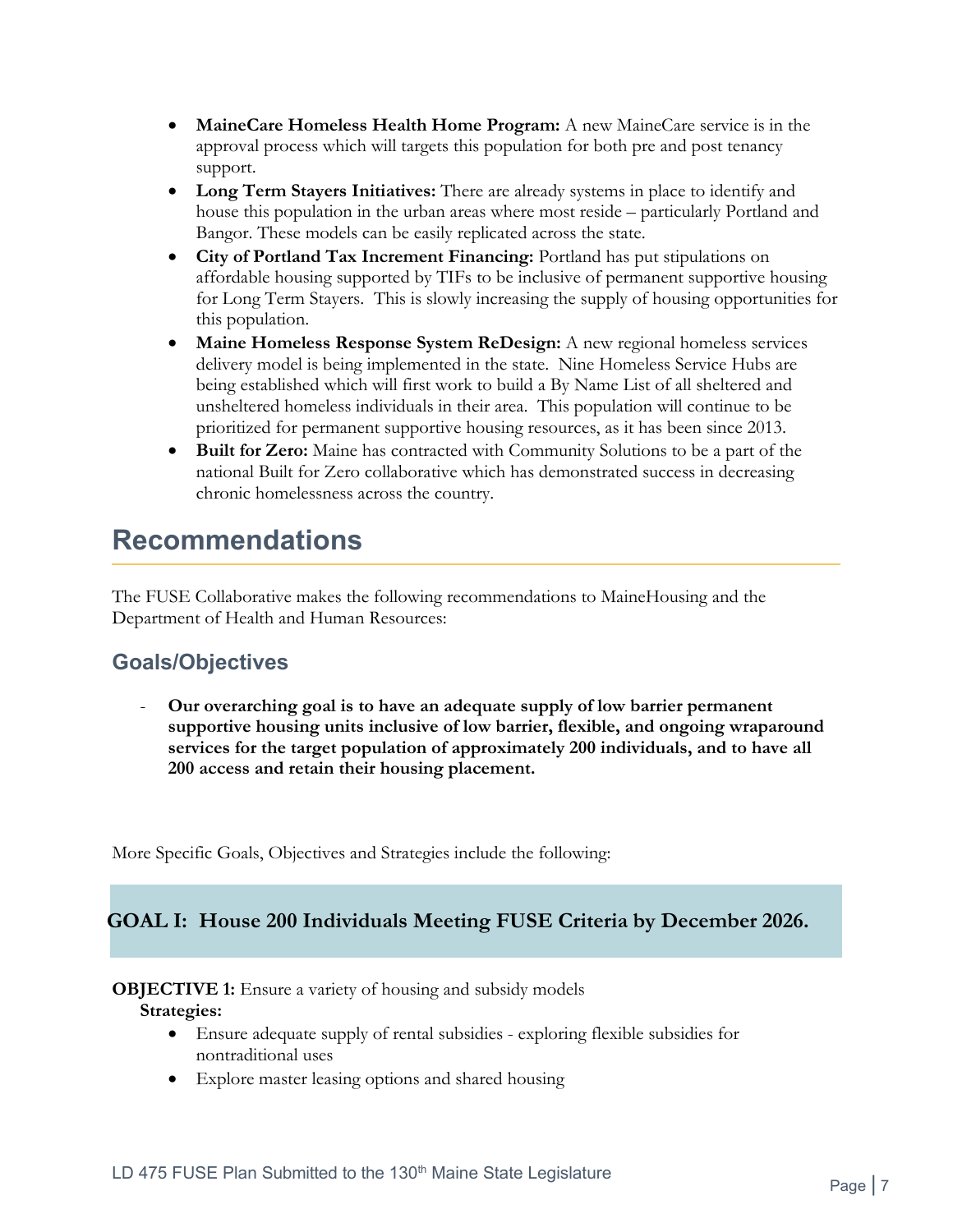- **MaineCare Homeless Health Home Program:** A new MaineCare service is in the approval process which will targets this population for both pre and post tenancy support.
- **Long Term Stayers Initiatives:** There are already systems in place to identify and house this population in the urban areas where most reside – particularly Portland and Bangor. These models can be easily replicated across the state.
- **City of Portland Tax Increment Financing:** Portland has put stipulations on affordable housing supported by TIFs to be inclusive of permanent supportive housing for Long Term Stayers. This is slowly increasing the supply of housing opportunities for this population.
- **Maine Homeless Response System ReDesign:** A new regional homeless services delivery model is being implemented in the state. Nine Homeless Service Hubs are being established which will first work to build a By Name List of all sheltered and unsheltered homeless individuals in their area. This population will continue to be prioritized for permanent supportive housing resources, as it has been since 2013.
- **Built for Zero:** Maine has contracted with Community Solutions to be a part of the national Built for Zero collaborative which has demonstrated success in decreasing chronic homelessness across the country.

# Recommendations

The FUSE Collaborative makes the following recommendations to MaineHousing and the Department of Health and Human Resources:

## Goals/Objectives

- **Our overarching goal is to have an adequate supply of low barrier permanent supportive housing units inclusive of low barrier, flexible, and ongoing wraparound services for the target population of approximately 200 individuals, and to have all 200 access and retain their housing placement.**

More Specific Goals, Objectives and Strategies include the following:

### GOAL I: House 200 Individuals Meeting FUSE Criteria by December 2026.

**OBJECTIVE 1:** Ensure a variety of housing and subsidy models

**Strategies:**

- Ensure adequate supply of rental subsidies - exploring flexible subsidies for nontraditional uses
- Explore master leasing options and shared housing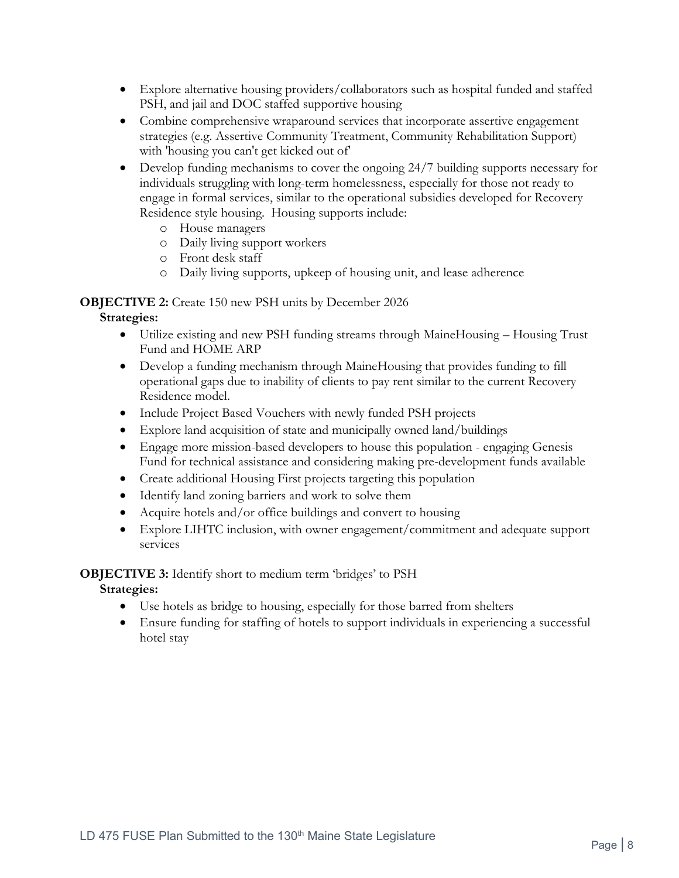- Explore alternative housing providers/collaborators such as hospital funded and staffed PSH, and jail and DOC staffed supportive housing
- Combine comprehensive wraparound services that incorporate assertive engagement strategies (e.g. Assertive Community Treatment, Community Rehabilitation Support) with 'housing you can't get kicked out of'
- Develop funding mechanisms to cover the ongoing 24/7 building supports necessary for individuals struggling with long-term homelessness, especially for those not ready to engage in formal services, similar to the operational subsidies developed for Recovery Residence style housing. Housing supports include:
  - House managers
  - Daily living support workers
  - Front desk staff
  - Daily living supports, upkeep of housing unit, and lease adherence

**OBJECTIVE 2:** Create 150 new PSH units by December 2026

**Strategies:**

- Utilize existing and new PSH funding streams through MaineHousing – Housing Trust Fund and HOME ARP
- Develop a funding mechanism through MaineHousing that provides funding to fill operational gaps due to inability of clients to pay rent similar to the current Recovery Residence model.
- Include Project Based Vouchers with newly funded PSH projects
- Explore land acquisition of state and municipally owned land/buildings
- Engage more mission-based developers to house this population - engaging Genesis Fund for technical assistance and considering making pre-development funds available
- Create additional Housing First projects targeting this population
- Identify land zoning barriers and work to solve them
- Acquire hotels and/or office buildings and convert to housing
- Explore LIHTC inclusion, with owner engagement/commitment and adequate support services

**OBJECTIVE 3:** Identify short to medium term 'bridges' to PSH

**Strategies:**

- Use hotels as bridge to housing, especially for those barred from shelters
- Ensure funding for staffing of hotels to support individuals in experiencing a successful hotel stay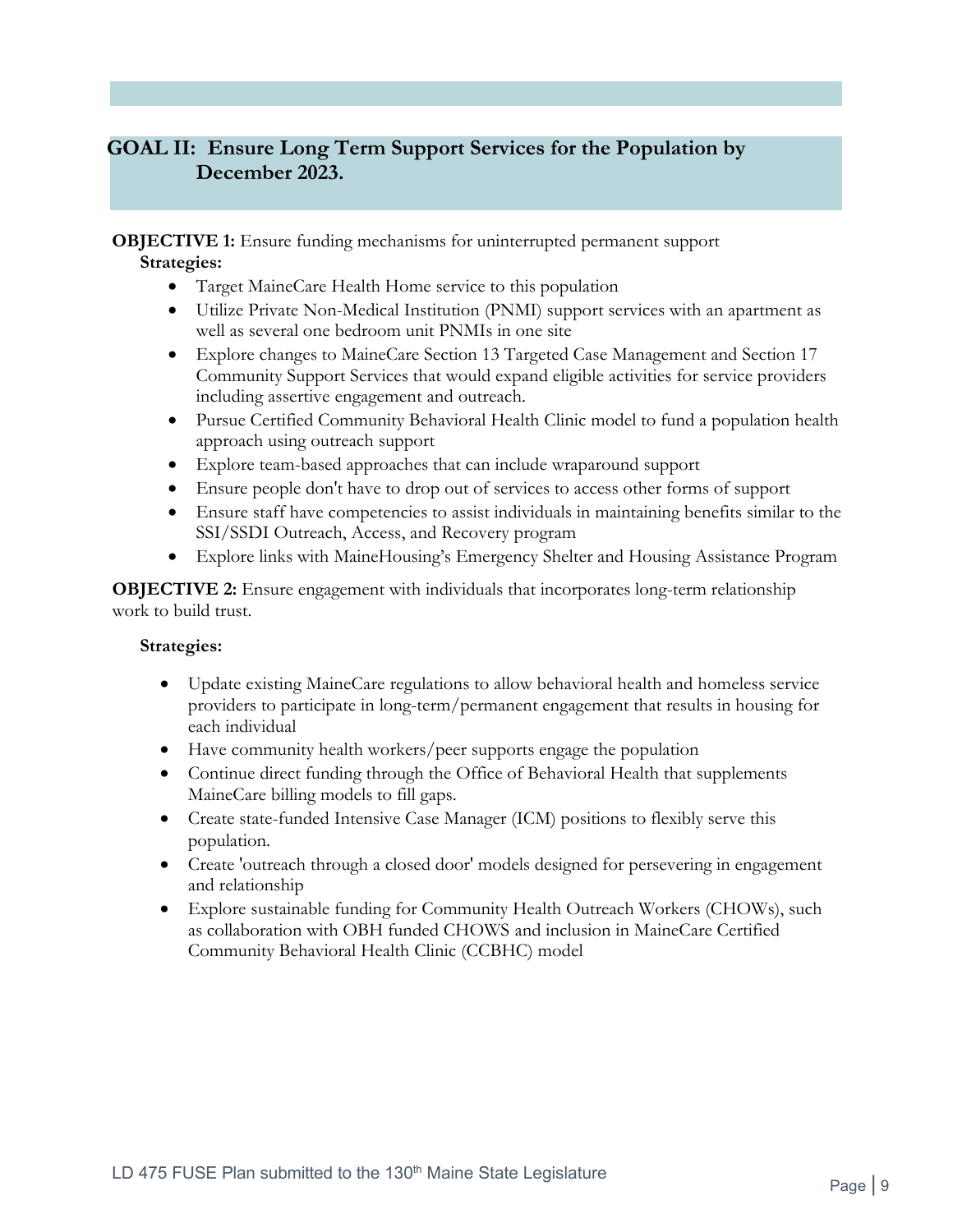## GOAL II: Ensure Long Term Support Services for the Population by December 2023.

**OBJECTIVE 1:** Ensure funding mechanisms for uninterrupted permanent support

**Strategies:**

- Target MaineCare Health Home service to this population
- Utilize Private Non-Medical Institution (PNMI) support services with an apartment as well as several one bedroom unit PNMIs in one site
- Explore changes to MaineCare Section 13 Targeted Case Management and Section 17 Community Support Services that would expand eligible activities for service providers including assertive engagement and outreach.
- Pursue Certified Community Behavioral Health Clinic model to fund a population health approach using outreach support
- Explore team-based approaches that can include wraparound support
- Ensure people don't have to drop out of services to access other forms of support
- Ensure staff have competencies to assist individuals in maintaining benefits similar to the SSI/SSDI Outreach, Access, and Recovery program
- Explore links with MaineHousing's Emergency Shelter and Housing Assistance Program

**OBJECTIVE 2:** Ensure engagement with individuals that incorporates long-term relationship work to build trust.

**Strategies:**

- Update existing MaineCare regulations to allow behavioral health and homeless service providers to participate in long-term/permanent engagement that results in housing for each individual
- Have community health workers/peer supports engage the population
- Continue direct funding through the Office of Behavioral Health that supplements MaineCare billing models to fill gaps.
- Create state-funded Intensive Case Manager (ICM) positions to flexibly serve this population.
- Create 'outreach through a closed door' models designed for persevering in engagement and relationship
- Explore sustainable funding for Community Health Outreach Workers (CHOWs), such as collaboration with OBH funded CHOWS and inclusion in MaineCare Certified Community Behavioral Health Clinic (CCBHC) model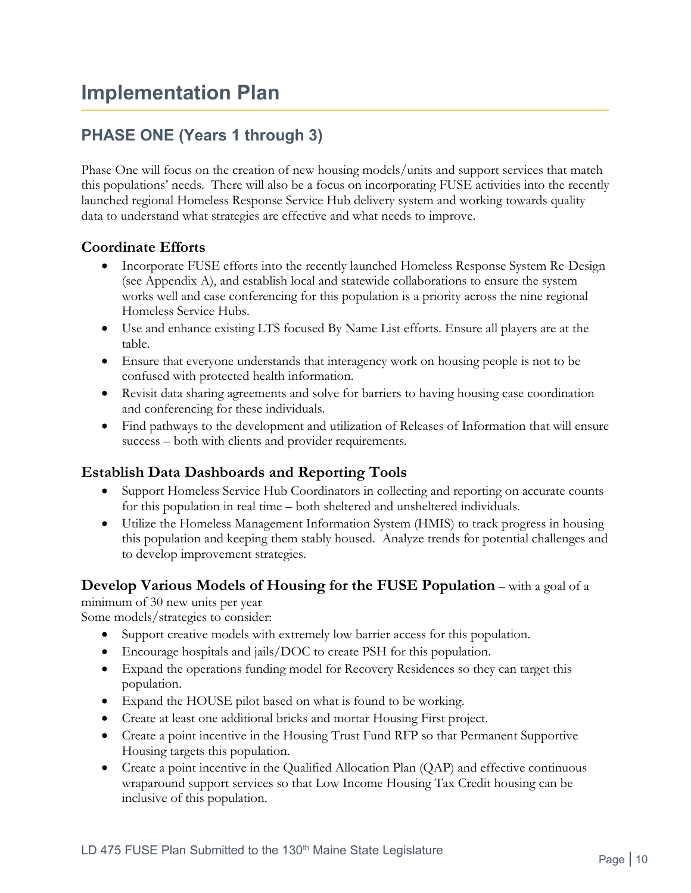# Implementation Plan

## PHASE ONE (Years 1 through 3)

Phase One will focus on the creation of new housing models/units and support services that match this populations' needs. There will also be a focus on incorporating FUSE activities into the recently launched regional Homeless Response Service Hub delivery system and working towards quality data to understand what strategies are effective and what needs to improve.

### Coordinate Efforts

- Incorporate FUSE efforts into the recently launched Homeless Response System Re-Design (see Appendix A), and establish local and statewide collaborations to ensure the system works well and case conferencing for this population is a priority across the nine regional Homeless Service Hubs.
- Use and enhance existing LTS focused By Name List efforts. Ensure all players are at the table.
- Ensure that everyone understands that interagency work on housing people is not to be confused with protected health information.
- Revisit data sharing agreements and solve for barriers to having housing case coordination and conferencing for these individuals.
- Find pathways to the development and utilization of Releases of Information that will ensure success – both with clients and provider requirements.

### Establish Data Dashboards and Reporting Tools

- Support Homeless Service Hub Coordinators in collecting and reporting on accurate counts for this population in real time – both sheltered and unsheltered individuals.
- Utilize the Homeless Management Information System (HMIS) to track progress in housing this population and keeping them stably housed. Analyze trends for potential challenges and to develop improvement strategies.

### Develop Various Models of Housing for the FUSE Population – with a goal of a minimum of 30 new units per year

Some models/strategies to consider:

- Support creative models with extremely low barrier access for this population.
- Encourage hospitals and jails/DOC to create PSH for this population.
- Expand the operations funding model for Recovery Residences so they can target this population.
- Expand the HOUSE pilot based on what is found to be working.
- Create at least one additional bricks and mortar Housing First project.
- Create a point incentive in the Housing Trust Fund RFP so that Permanent Supportive Housing targets this population.
- Create a point incentive in the Qualified Allocation Plan (QAP) and effective continuous wraparound support services so that Low Income Housing Tax Credit housing can be inclusive of this population.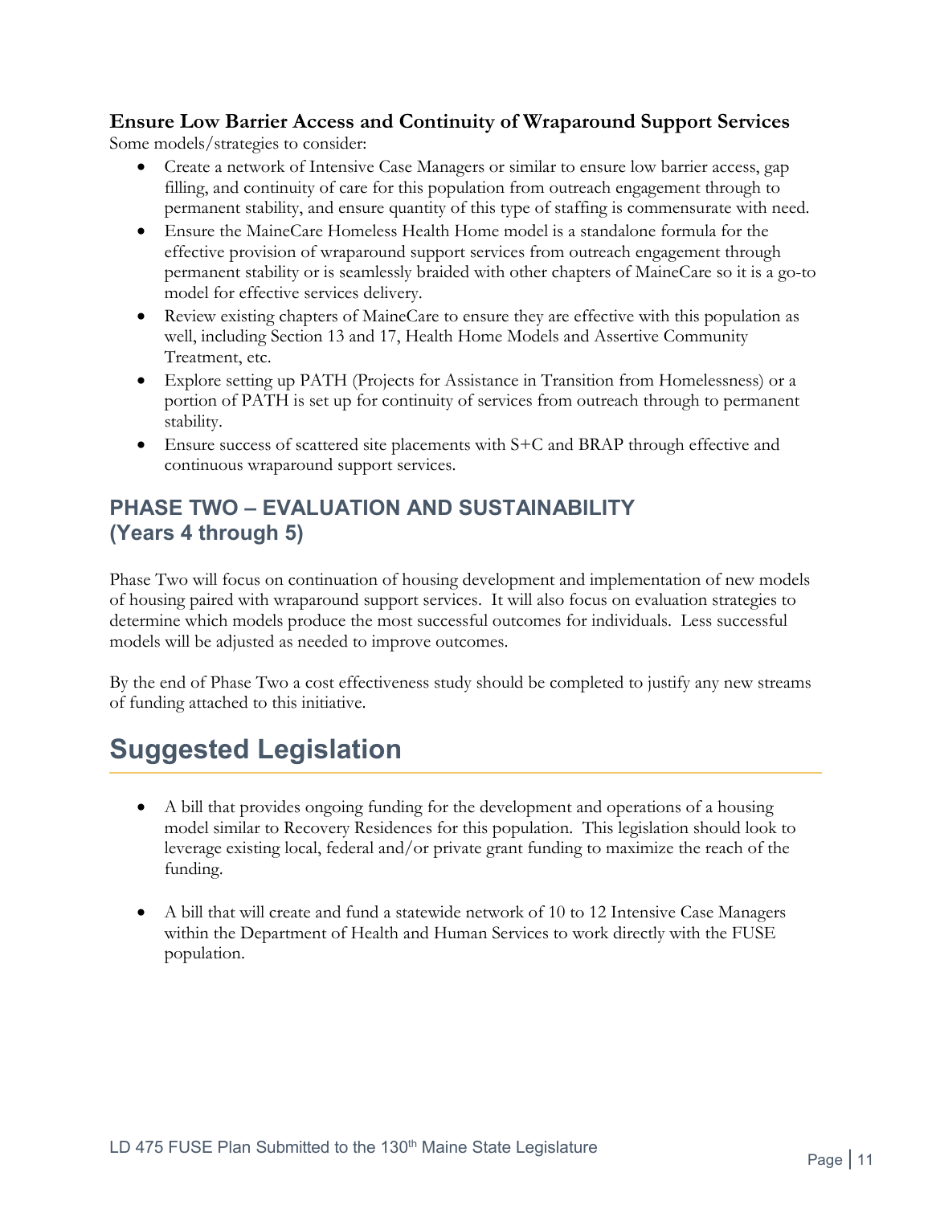### Ensure Low Barrier Access and Continuity of Wraparound Support Services

Some models/strategies to consider:

- Create a network of Intensive Case Managers or similar to ensure low barrier access, gap filling, and continuity of care for this population from outreach engagement through to permanent stability, and ensure quantity of this type of staffing is commensurate with need.
- Ensure the MaineCare Homeless Health Home model is a standalone formula for the effective provision of wraparound support services from outreach engagement through permanent stability or is seamlessly braided with other chapters of MaineCare so it is a go-to model for effective services delivery.
- Review existing chapters of MaineCare to ensure they are effective with this population as well, including Section 13 and 17, Health Home Models and Assertive Community Treatment, etc.
- Explore setting up PATH (Projects for Assistance in Transition from Homelessness) or a portion of PATH is set up for continuity of services from outreach through to permanent stability.
- Ensure success of scattered site placements with S+C and BRAP through effective and continuous wraparound support services.

## PHASE TWO – EVALUATION AND SUSTAINABILITY (Years 4 through 5)

Phase Two will focus on continuation of housing development and implementation of new models of housing paired with wraparound support services. It will also focus on evaluation strategies to determine which models produce the most successful outcomes for individuals. Less successful models will be adjusted as needed to improve outcomes.

By the end of Phase Two a cost effectiveness study should be completed to justify any new streams of funding attached to this initiative.

# Suggested Legislation

- A bill that provides ongoing funding for the development and operations of a housing model similar to Recovery Residences for this population. This legislation should look to leverage existing local, federal and/or private grant funding to maximize the reach of the funding.

- A bill that will create and fund a statewide network of 10 to 12 Intensive Case Managers within the Department of Health and Human Services to work directly with the FUSE population.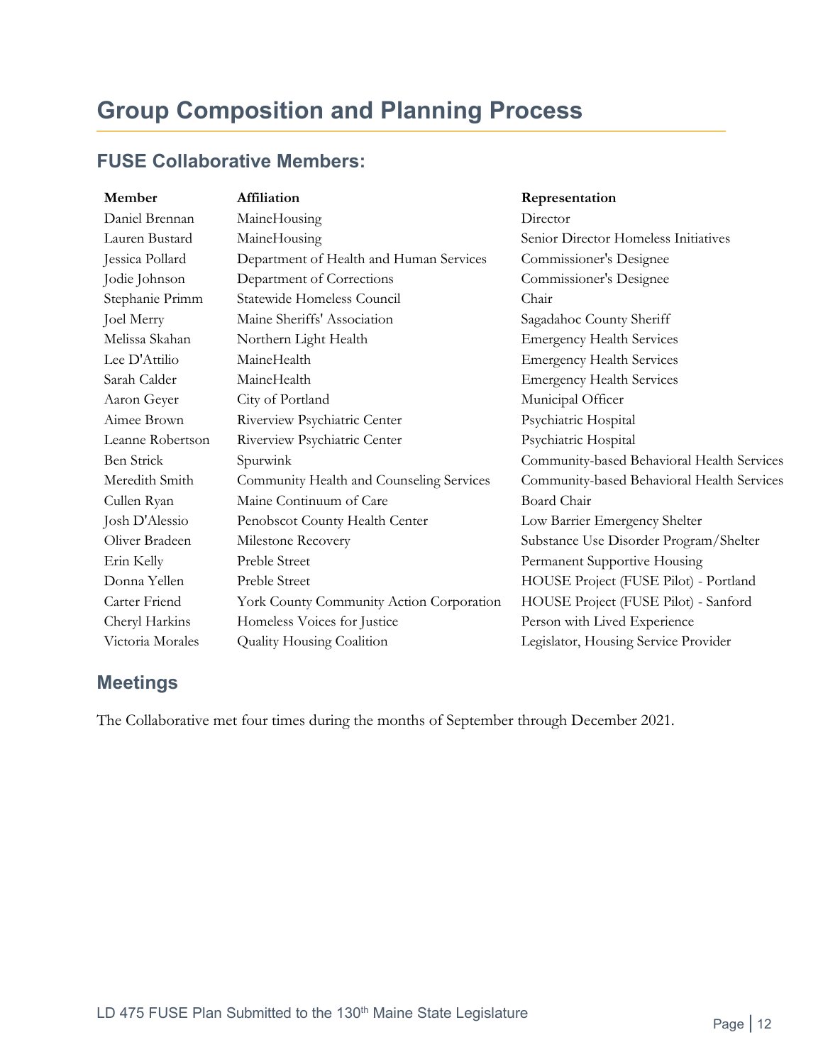# Group Composition and Planning Process

## FUSE Collaborative Members:

| Member | Affiliation | Representation |
|---|---|---|
| Daniel Brennan | MaineHousing | Director |
| Lauren Bustard | MaineHousing | Senior Director Homeless Initiatives |
| Jessica Pollard | Department of Health and Human Services | Commissioner's Designee |
| Jodie Johnson | Department of Corrections | Commissioner's Designee |
| Stephanie Primm | Statewide Homeless Council | Chair |
| Joel Merry | Maine Sheriffs' Association | Sagadahoc County Sheriff |
| Melissa Skahan | Northern Light Health | Emergency Health Services |
| Lee D'Attilio | MaineHealth | Emergency Health Services |
| Sarah Calder | MaineHealth | Emergency Health Services |
| Aaron Geyer | City of Portland | Municipal Officer |
| Aimee Brown | Riverview Psychiatric Center | Psychiatric Hospital |
| Leanne Robertson | Riverview Psychiatric Center | Psychiatric Hospital |
| Ben Strick | Spurwink | Community-based Behavioral Health Services |
| Meredith Smith | Community Health and Counseling Services | Community-based Behavioral Health Services |
| Cullen Ryan | Maine Continuum of Care | Board Chair |
| Josh D'Alessio | Penobscot County Health Center | Low Barrier Emergency Shelter |
| Oliver Bradeen | Milestone Recovery | Substance Use Disorder Program/Shelter |
| Erin Kelly | Preble Street | Permanent Supportive Housing |
| Donna Yellen | Preble Street | HOUSE Project (FUSE Pilot) - Portland |
| Carter Friend | York County Community Action Corporation | HOUSE Project (FUSE Pilot) - Sanford |
| Cheryl Harkins | Homeless Voices for Justice | Person with Lived Experience |
| Victoria Morales | Quality Housing Coalition | Legislator, Housing Service Provider |

## Meetings

The Collaborative met four times during the months of September through December 2021.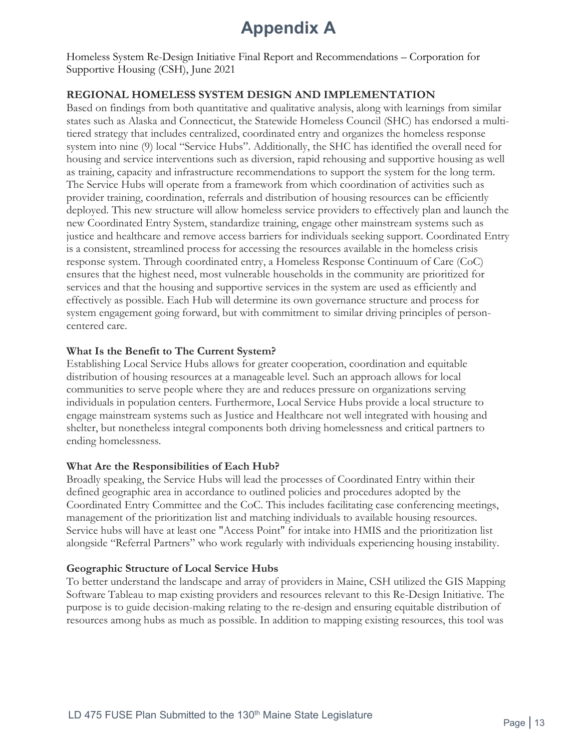# Appendix A

Homeless System Re-Design Initiative Final Report and Recommendations – Corporation for Supportive Housing (CSH), June 2021

**REGIONAL HOMELESS SYSTEM DESIGN AND IMPLEMENTATION**

Based on findings from both quantitative and qualitative analysis, along with learnings from similar states such as Alaska and Connecticut, the Statewide Homeless Council (SHC) has endorsed a multi-tiered strategy that includes centralized, coordinated entry and organizes the homeless response system into nine (9) local "Service Hubs". Additionally, the SHC has identified the overall need for housing and service interventions such as diversion, rapid rehousing and supportive housing as well as training, capacity and infrastructure recommendations to support the system for the long term. The Service Hubs will operate from a framework from which coordination of activities such as provider training, coordination, referrals and distribution of housing resources can be efficiently deployed. This new structure will allow homeless service providers to effectively plan and launch the new Coordinated Entry System, standardize training, engage other mainstream systems such as justice and healthcare and remove access barriers for individuals seeking support. Coordinated Entry is a consistent, streamlined process for accessing the resources available in the homeless crisis response system. Through coordinated entry, a Homeless Response Continuum of Care (CoC) ensures that the highest need, most vulnerable households in the community are prioritized for services and that the housing and supportive services in the system are used as efficiently and effectively as possible. Each Hub will determine its own governance structure and process for system engagement going forward, but with commitment to similar driving principles of person-centered care.

**What Is the Benefit to The Current System?**

Establishing Local Service Hubs allows for greater cooperation, coordination and equitable distribution of housing resources at a manageable level. Such an approach allows for local communities to serve people where they are and reduces pressure on organizations serving individuals in population centers. Furthermore, Local Service Hubs provide a local structure to engage mainstream systems such as Justice and Healthcare not well integrated with housing and shelter, but nonetheless integral components both driving homelessness and critical partners to ending homelessness.

**What Are the Responsibilities of Each Hub?**

Broadly speaking, the Service Hubs will lead the processes of Coordinated Entry within their defined geographic area in accordance to outlined policies and procedures adopted by the Coordinated Entry Committee and the CoC. This includes facilitating case conferencing meetings, management of the prioritization list and matching individuals to available housing resources. Service hubs will have at least one "Access Point" for intake into HMIS and the prioritization list alongside "Referral Partners" who work regularly with individuals experiencing housing instability.

**Geographic Structure of Local Service Hubs**

To better understand the landscape and array of providers in Maine, CSH utilized the GIS Mapping Software Tableau to map existing providers and resources relevant to this Re-Design Initiative. The purpose is to guide decision-making relating to the re-design and ensuring equitable distribution of resources among hubs as much as possible. In addition to mapping existing resources, this tool was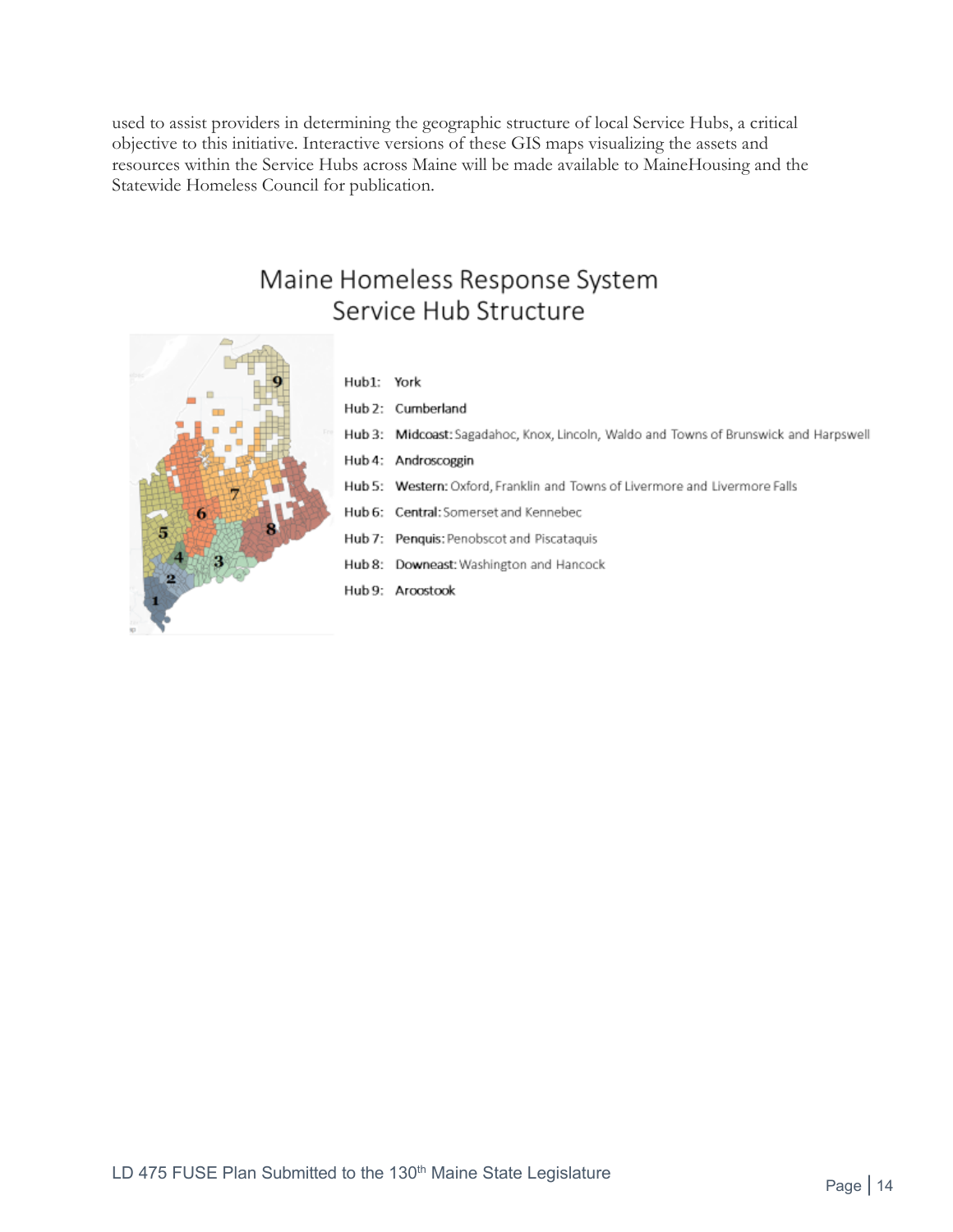used to assist providers in determining the geographic structure of local Service Hubs, a critical objective to this initiative. Interactive versions of these GIS maps visualizing the assets and resources within the Service Hubs across Maine will be made available to MaineHousing and the Statewide Homeless Council for publication.

## Maine Homeless Response System Service Hub Structure

Hub 1: **York**

Hub 2: **Cumberland**

Hub 3: **Midcoast:** Sagadahoc, Knox, Lincoln, Waldo and Towns of Brunswick and Harpswell

Hub 4: **Androscoggin**

Hub 5: **Western:** Oxford, Franklin and Towns of Livermore and Livermore Falls

Hub 6: **Central:** Somerset and Kennebec

Hub 7: **Penquis:** Penobscot and Piscataquis

Hub 8: **Downeast:** Washington and Hancock

Hub 9: **Aroostook**